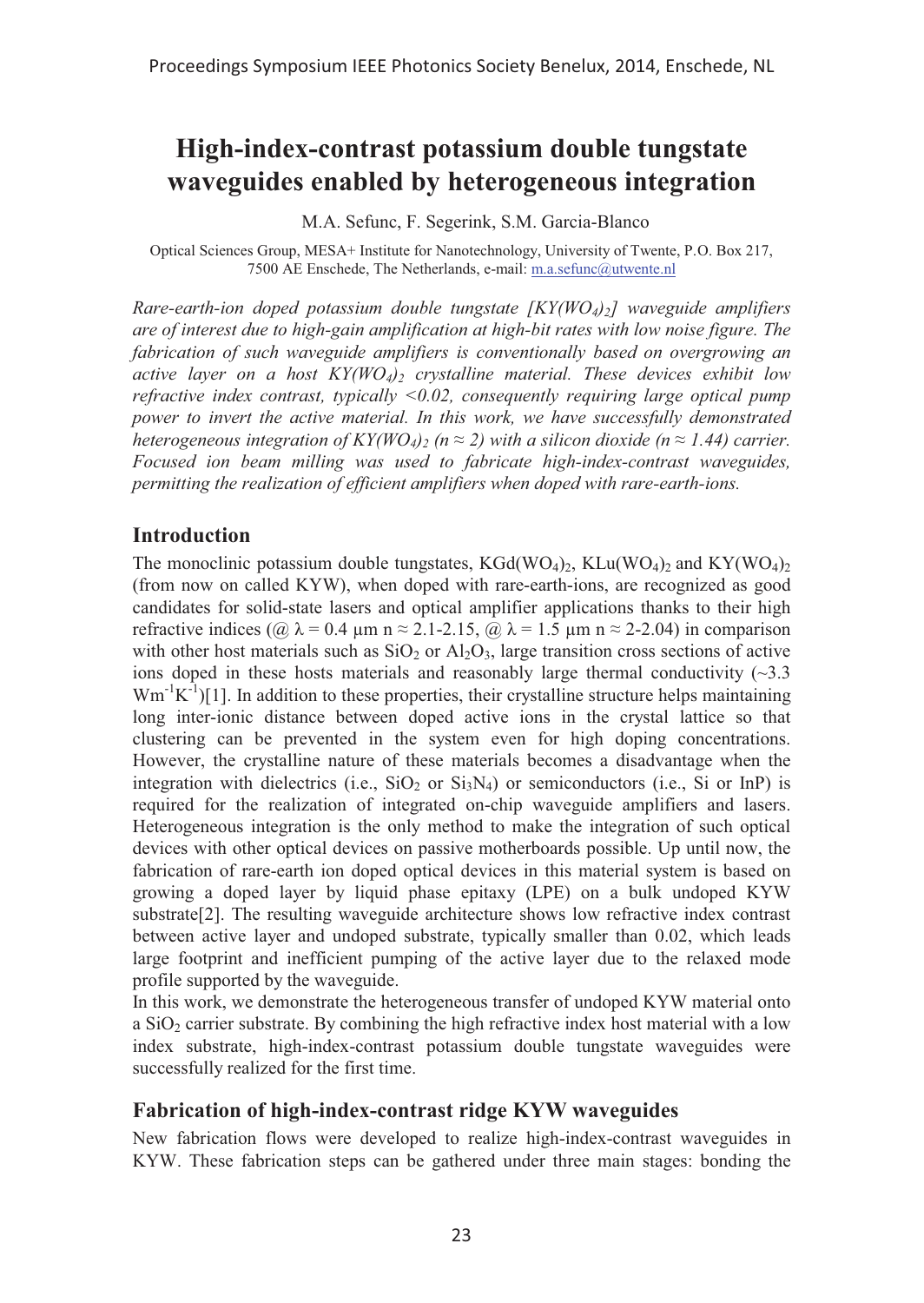# High-index-contrast potassium double tungstate waveguides enabled by heterogeneous integration

M.A. Sefunc, F. Segerink, S.M. Garcia-Blanco

Optical Sciences Group, MESA+ Institute for Nanotechnology, University of Twente, P.O. Box 217, 7500 AE Enschede, The Netherlands, e-mail: m.a.sefunc@utwente.nl

*Rare-earth-ion doped potassium double tungstate [$KY(WO_4)_2$] waveguide amplifiers are of interest due to high-gain amplification at high-bit rates with low noise figure. The fabrication of such waveguide amplifiers is conventionally based on overgrowing an active layer on a host $KY(WO_4)_2$ crystalline material. These devices exhibit low refractive index contrast, typically <0.02, consequently requiring large optical pump power to invert the active material. In this work, we have successfully demonstrated heterogeneous integration of $KY(WO_4)_2$ ($n \approx 2$) with a silicon dioxide ($n \approx 1.44$) carrier. Focused ion beam milling was used to fabricate high-index-contrast waveguides, permitting the realization of efficient amplifiers when doped with rare-earth-ions.*

## Introduction

The monoclinic potassium double tungstates, $KGd(WO_4)_2$, $KLu(WO_4)_2$ and $KY(WO_4)_2$ (from now on called KYW), when doped with rare-earth-ions, are recognized as good candidates for solid-state lasers and optical amplifier applications thanks to their high refractive indices (@ $\lambda$ = 0.4 μm $n \approx$ 2.1-2.15, @ $\lambda$ = 1.5 μm $n \approx$ 2-2.04) in comparison with other host materials such as $SiO_2$ or $Al_2O_3$, large transition cross sections of active ions doped in these hosts materials and reasonably large thermal conductivity (~3.3 $Wm^{-1}K^{-1}$)[1]. In addition to these properties, their crystalline structure helps maintaining long inter-ionic distance between doped active ions in the crystal lattice so that clustering can be prevented in the system even for high doping concentrations. However, the crystalline nature of these materials becomes a disadvantage when the integration with dielectrics (i.e., $SiO_2$ or $Si_3N_4$) or semiconductors (i.e., Si or InP) is required for the realization of integrated on-chip waveguide amplifiers and lasers. Heterogeneous integration is the only method to make the integration of such optical devices with other optical devices on passive motherboards possible. Up until now, the fabrication of rare-earth ion doped optical devices in this material system is based on growing a doped layer by liquid phase epitaxy (LPE) on a bulk undoped KYW substrate[2]. The resulting waveguide architecture shows low refractive index contrast between active layer and undoped substrate, typically smaller than 0.02, which leads large footprint and inefficient pumping of the active layer due to the relaxed mode profile supported by the waveguide.

In this work, we demonstrate the heterogeneous transfer of undoped KYW material onto a $SiO_2$ carrier substrate. By combining the high refractive index host material with a low index substrate, high-index-contrast potassium double tungstate waveguides were successfully realized for the first time.

## Fabrication of high-index-contrast ridge KYW waveguides

New fabrication flows were developed to realize high-index-contrast waveguides in KYW. These fabrication steps can be gathered under three main stages: bonding the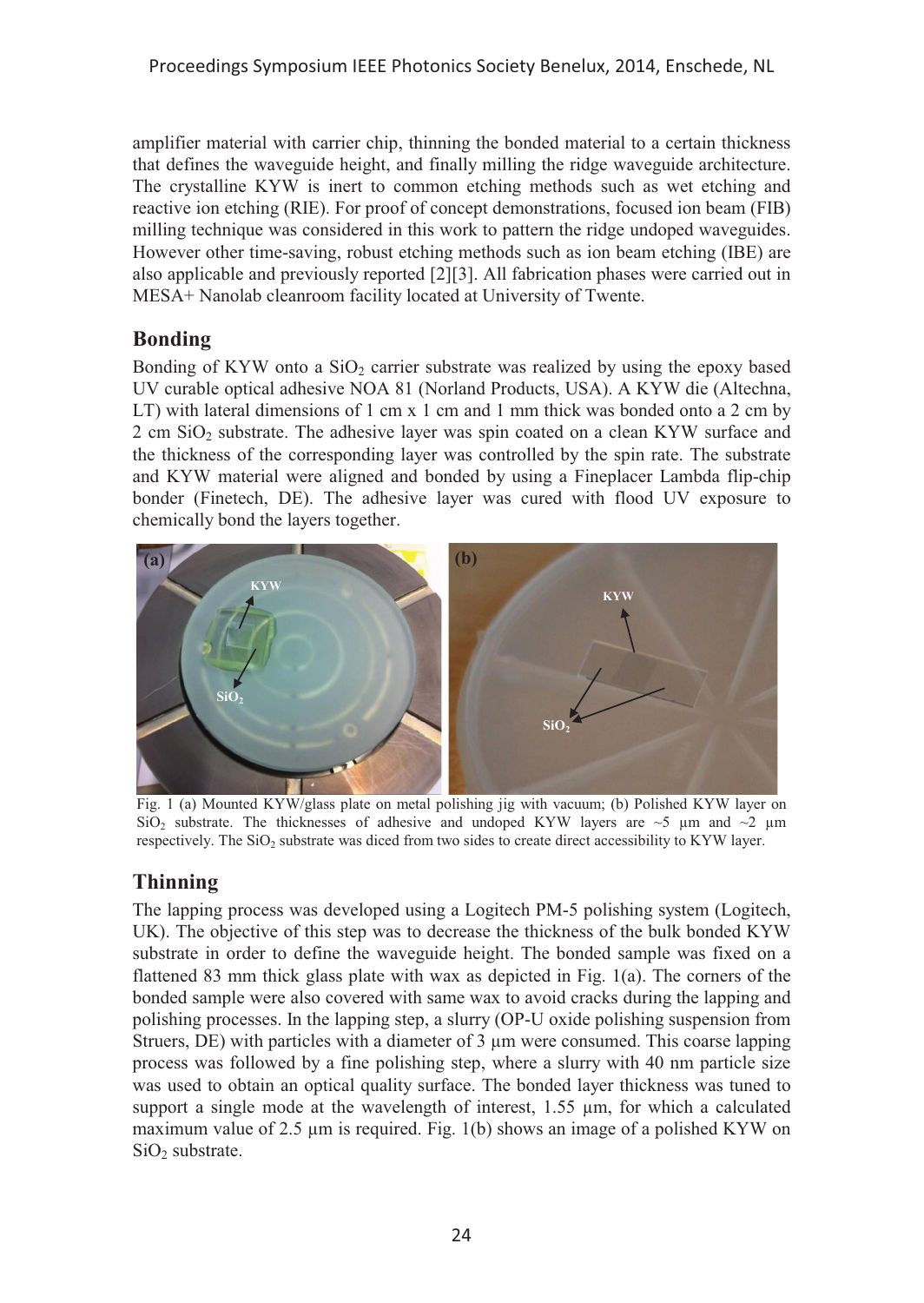amplifier material with carrier chip, thinning the bonded material to a certain thickness that defines the waveguide height, and finally milling the ridge waveguide architecture. The crystalline KYW is inert to common etching methods such as wet etching and reactive ion etching (RIE). For proof of concept demonstrations, focused ion beam (FIB) milling technique was considered in this work to pattern the ridge undoped waveguides. However other time-saving, robust etching methods such as ion beam etching (IBE) are also applicable and previously reported [2][3]. All fabrication phases were carried out in MESA+ Nanolab cleanroom facility located at University of Twente.

## Bonding

Bonding of KYW onto a $SiO_2$ carrier substrate was realized by using the epoxy based UV curable optical adhesive NOA 81 (Norland Products, USA). A KYW die (Altechna, LT) with lateral dimensions of 1 cm x 1 cm and 1 mm thick was bonded onto a 2 cm by 2 cm $SiO_2$ substrate. The adhesive layer was spin coated on a clean KYW surface and the thickness of the corresponding layer was controlled by the spin rate. The substrate and KYW material were aligned and bonded by using a Fineplacer Lambda flip-chip bonder (Finetech, DE). The adhesive layer was cured with flood UV exposure to chemically bond the layers together.

Fig. 1 (a) Mounted KYW/glass plate on metal polishing jig with vacuum; (b) Polished KYW layer on $SiO_2$ substrate. The thicknesses of adhesive and undoped KYW layers are ~5 µm and ~2 µm respectively. The $SiO_2$ substrate was diced from two sides to create direct accessibility to KYW layer.

## Thinning

The lapping process was developed using a Logitech PM-5 polishing system (Logitech, UK). The objective of this step was to decrease the thickness of the bulk bonded KYW substrate in order to define the waveguide height. The bonded sample was fixed on a flattened 83 mm thick glass plate with wax as depicted in Fig. 1(a). The corners of the bonded sample were also covered with same wax to avoid cracks during the lapping and polishing processes. In the lapping step, a slurry (OP-U oxide polishing suspension from Struers, DE) with particles with a diameter of 3 µm were consumed. This coarse lapping process was followed by a fine polishing step, where a slurry with 40 nm particle size was used to obtain an optical quality surface. The bonded layer thickness was tuned to support a single mode at the wavelength of interest, 1.55 µm, for which a calculated maximum value of 2.5 µm is required. Fig. 1(b) shows an image of a polished KYW on $SiO_2$ substrate.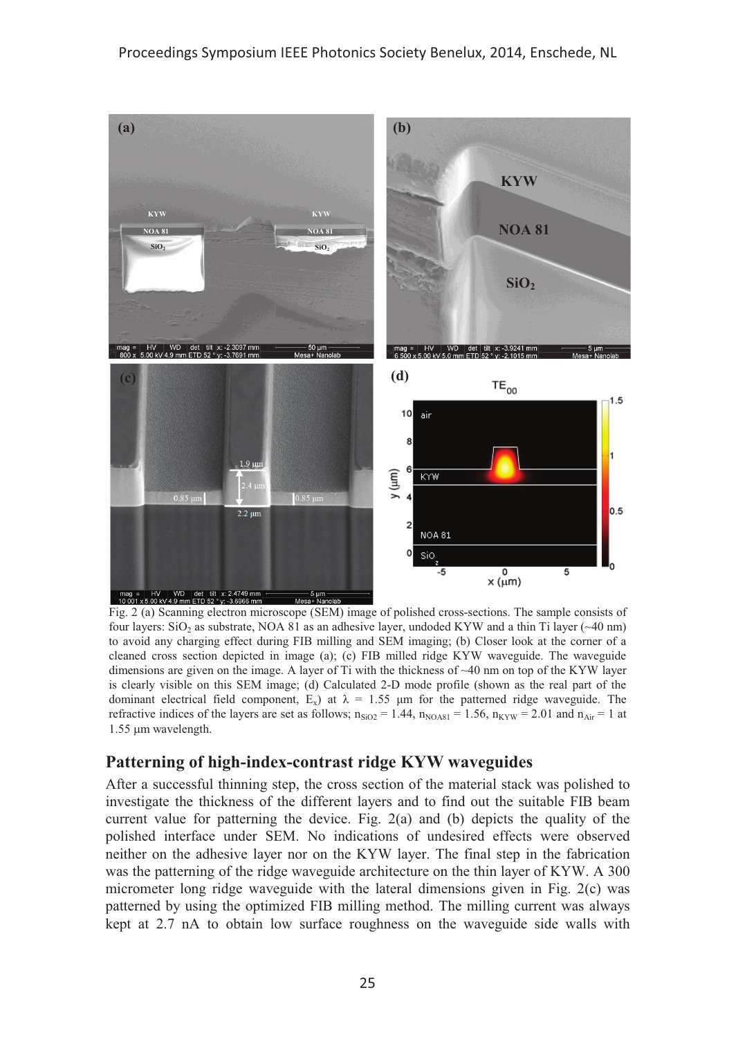Fig. 2 (a) Scanning electron microscope (SEM) image of polished cross-sections. The sample consists of four layers: $SiO_2$ as substrate, NOA 81 as an adhesive layer, undoded KYW and a thin Ti layer (~40 nm) to avoid any charging effect during FIB milling and SEM imaging; (b) Closer look at the corner of a cleaned cross section depicted in image (a); (c) FIB milled ridge KYW waveguide. The waveguide dimensions are given on the image. A layer of Ti with the thickness of ~40 nm on top of the KYW layer is clearly visible on this SEM image; (d) Calculated 2-D mode profile (shown as the real part of the dominant electrical field component, $E_x$) at $\lambda$ = 1.55 μm for the patterned ridge waveguide. The refractive indices of the layers are set as follows; $n_{SiO2}$ = 1.44, $n_{NOA81}$ = 1.56, $n_{KYW}$ = 2.01 and $n_{Air}$ = 1 at 1.55 μm wavelength.

## Patterning of high-index-contrast ridge KYW waveguides

After a successful thinning step, the cross section of the material stack was polished to investigate the thickness of the different layers and to find out the suitable FIB beam current value for patterning the device. Fig. 2(a) and (b) depicts the quality of the polished interface under SEM. No indications of undesired effects were observed neither on the adhesive layer nor on the KYW layer. The final step in the fabrication was the patterning of the ridge waveguide architecture on the thin layer of KYW. A 300 micrometer long ridge waveguide with the lateral dimensions given in Fig. 2(c) was patterned by using the optimized FIB milling method. The milling current was always kept at 2.7 nA to obtain low surface roughness on the waveguide side walls with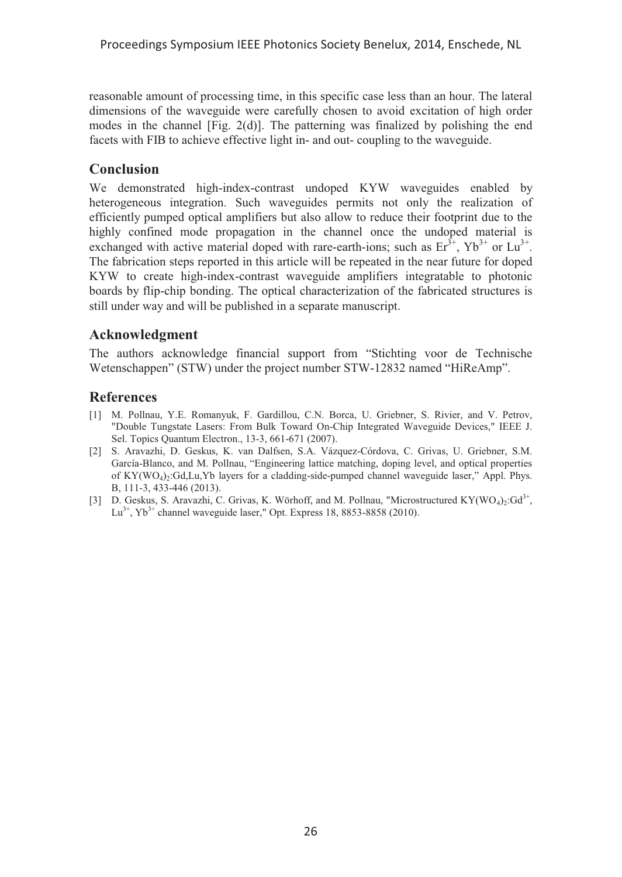reasonable amount of processing time, in this specific case less than an hour. The lateral dimensions of the waveguide were carefully chosen to avoid excitation of high order modes in the channel [Fig. 2(d)]. The patterning was finalized by polishing the end facets with FIB to achieve effective light in- and out- coupling to the waveguide.

## Conclusion

We demonstrated high-index-contrast undoped KYW waveguides enabled by heterogeneous integration. Such waveguides permits not only the realization of efficiently pumped optical amplifiers but also allow to reduce their footprint due to the highly confined mode propagation in the channel once the undoped material is exchanged with active material doped with rare-earth-ions; such as $Er^{3+}$, $Yb^{3+}$ or $Lu^{3+}$. The fabrication steps reported in this article will be repeated in the near future for doped KYW to create high-index-contrast waveguide amplifiers integratable to photonic boards by flip-chip bonding. The optical characterization of the fabricated structures is still under way and will be published in a separate manuscript.

## Acknowledgment

The authors acknowledge financial support from "Stichting voor de Technische Wetenschappen" (STW) under the project number STW-12832 named "HiReAmp".

## References

[1] M. Pollnau, Y.E. Romanyuk, F. Gardillou, C.N. Borca, U. Griebner, S. Rivier, and V. Petrov, "Double Tungstate Lasers: From Bulk Toward On-Chip Integrated Waveguide Devices," IEEE J. Sel. Topics Quantum Electron., 13-3, 661-671 (2007).

[2] S. Aravazhi, D. Geskus, K. van Dalfsen, S.A. Vázquez-Córdova, C. Grivas, U. Griebner, S.M. García-Blanco, and M. Pollnau, "Engineering lattice matching, doping level, and optical properties of $KY(WO_4)_2$:Gd,Lu,Yb layers for a cladding-side-pumped channel waveguide laser," Appl. Phys. B, 111-3, 433-446 (2013).

[3] D. Geskus, S. Aravazhi, C. Grivas, K. Wörhoff, and M. Pollnau, "Microstructured $KY(WO_4)_2:Gd^{3+}$, $Lu^{3+}$, $Yb^{3+}$ channel waveguide laser," Opt. Express 18, 8853-8858 (2010).